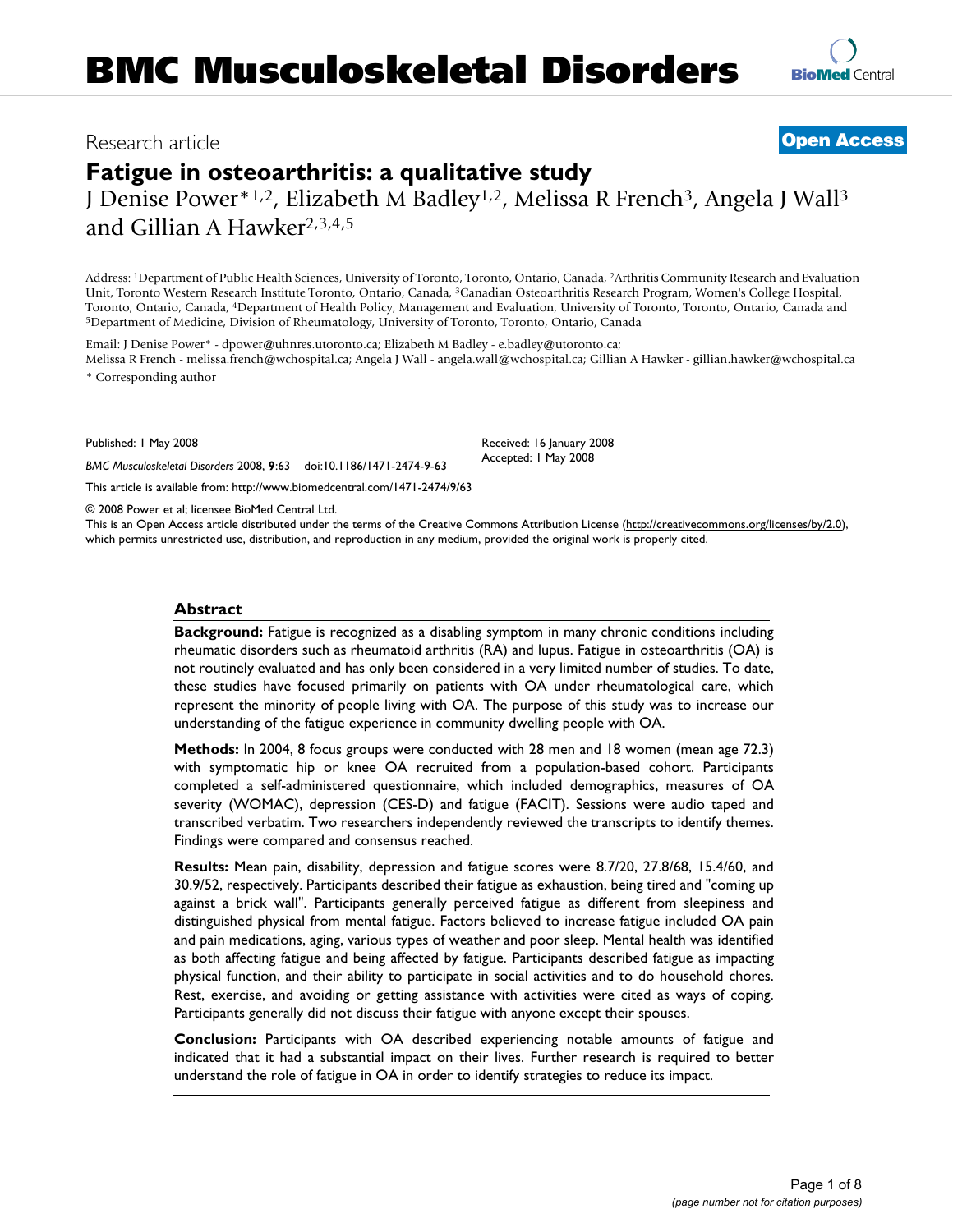# BMC Musculoskeletal Disorders

Research article

**Open Access**

# Fatigue in osteoarthritis: a qualitative study

J Denise Power*[1,2], Elizabeth M Badley[1,2], Melissa R French[3], Angela J Wall[3] and Gillian A Hawker[2,3,4,5]

Address: [1]Department of Public Health Sciences, University of Toronto, Toronto, Ontario, Canada, [2]Arthritis Community Research and Evaluation Unit, Toronto Western Research Institute Toronto, Ontario, Canada, [3]Canadian Osteoarthritis Research Program, Women's College Hospital, Toronto, Ontario, Canada, [4]Department of Health Policy, Management and Evaluation, University of Toronto, Toronto, Ontario, Canada and [5]Department of Medicine, Division of Rheumatology, University of Toronto, Toronto, Ontario, Canada

Email: J Denise Power* - dpower@uhnres.utoronto.ca; Elizabeth M Badley - e.badley@utoronto.ca; Melissa R French - melissa.french@wchospital.ca; Angela J Wall - angela.wall@wchospital.ca; Gillian A Hawker - gillian.hawker@wchospital.ca

\* Corresponding author

Published: 1 May 2008

*BMC Musculoskeletal Disorders* 2008, **9**:63 doi:10.1186/1471-2474-9-63

Received: 16 January 2008
Accepted: 1 May 2008

This article is available from: http://www.biomedcentral.com/1471-2474/9/63

© 2008 Power et al; licensee BioMed Central Ltd.

This is an Open Access article distributed under the terms of the Creative Commons Attribution License (http://creativecommons.org/licenses/by/2.0), which permits unrestricted use, distribution, and reproduction in any medium, provided the original work is properly cited.

## Abstract

**Background:** Fatigue is recognized as a disabling symptom in many chronic conditions including rheumatic disorders such as rheumatoid arthritis (RA) and lupus. Fatigue in osteoarthritis (OA) is not routinely evaluated and has only been considered in a very limited number of studies. To date, these studies have focused primarily on patients with OA under rheumatological care, which represent the minority of people living with OA. The purpose of this study was to increase our understanding of the fatigue experience in community dwelling people with OA.

**Methods:** In 2004, 8 focus groups were conducted with 28 men and 18 women (mean age 72.3) with symptomatic hip or knee OA recruited from a population-based cohort. Participants completed a self-administered questionnaire, which included demographics, measures of OA severity (WOMAC), depression (CES-D) and fatigue (FACIT). Sessions were audio taped and transcribed verbatim. Two researchers independently reviewed the transcripts to identify themes. Findings were compared and consensus reached.

**Results:** Mean pain, disability, depression and fatigue scores were 8.7/20, 27.8/68, 15.4/60, and 30.9/52, respectively. Participants described their fatigue as exhaustion, being tired and "coming up against a brick wall". Participants generally perceived fatigue as different from sleepiness and distinguished physical from mental fatigue. Factors believed to increase fatigue included OA pain and pain medications, aging, various types of weather and poor sleep. Mental health was identified as both affecting fatigue and being affected by fatigue. Participants described fatigue as impacting physical function, and their ability to participate in social activities and to do household chores. Rest, exercise, and avoiding or getting assistance with activities were cited as ways of coping. Participants generally did not discuss their fatigue with anyone except their spouses.

**Conclusion:** Participants with OA described experiencing notable amounts of fatigue and indicated that it had a substantial impact on their lives. Further research is required to better understand the role of fatigue in OA in order to identify strategies to reduce its impact.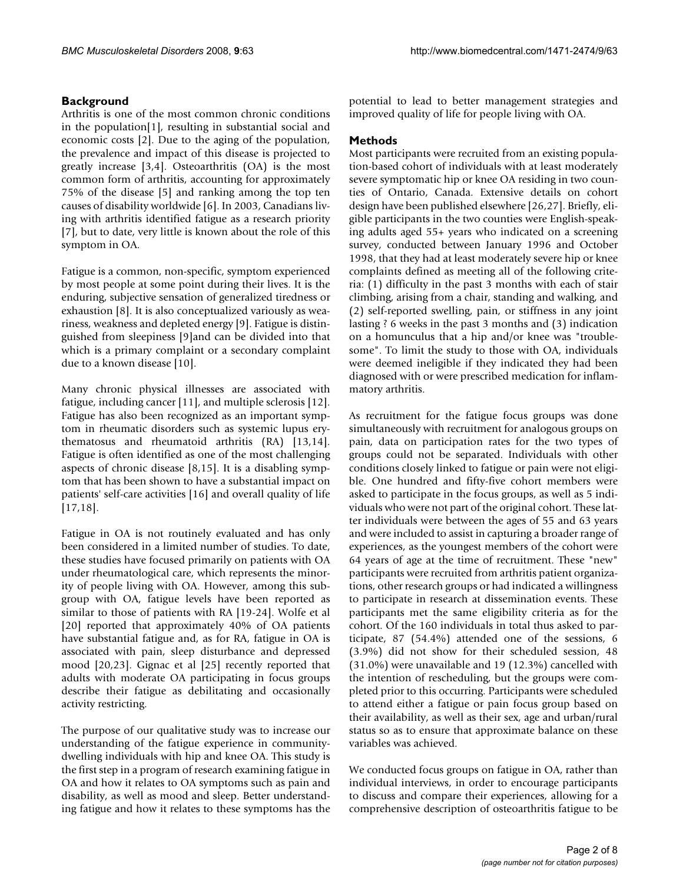## Background

Arthritis is one of the most common chronic conditions in the population[1], resulting in substantial social and economic costs [2]. Due to the aging of the population, the prevalence and impact of this disease is projected to greatly increase [3,4]. Osteoarthritis (OA) is the most common form of arthritis, accounting for approximately 75% of the disease [5] and ranking among the top ten causes of disability worldwide [6]. In 2003, Canadians living with arthritis identified fatigue as a research priority [7], but to date, very little is known about the role of this symptom in OA.

Fatigue is a common, non-specific, symptom experienced by most people at some point during their lives. It is the enduring, subjective sensation of generalized tiredness or exhaustion [8]. It is also conceptualized variously as weariness, weakness and depleted energy [9]. Fatigue is distinguished from sleepiness [9]and can be divided into that which is a primary complaint or a secondary complaint due to a known disease [10].

Many chronic physical illnesses are associated with fatigue, including cancer [11], and multiple sclerosis [12]. Fatigue has also been recognized as an important symptom in rheumatic disorders such as systemic lupus erythematosus and rheumatoid arthritis (RA) [13,14]. Fatigue is often identified as one of the most challenging aspects of chronic disease [8,15]. It is a disabling symptom that has been shown to have a substantial impact on patients' self-care activities [16] and overall quality of life [17,18].

Fatigue in OA is not routinely evaluated and has only been considered in a limited number of studies. To date, these studies have focused primarily on patients with OA under rheumatological care, which represents the minority of people living with OA. However, among this subgroup with OA, fatigue levels have been reported as similar to those of patients with RA [19-24]. Wolfe et al [20] reported that approximately 40% of OA patients have substantial fatigue and, as for RA, fatigue in OA is associated with pain, sleep disturbance and depressed mood [20,23]. Gignac et al [25] recently reported that adults with moderate OA participating in focus groups describe their fatigue as debilitating and occasionally activity restricting.

The purpose of our qualitative study was to increase our understanding of the fatigue experience in community-dwelling individuals with hip and knee OA. This study is the first step in a program of research examining fatigue in OA and how it relates to OA symptoms such as pain and disability, as well as mood and sleep. Better understanding fatigue and how it relates to these symptoms has the potential to lead to better management strategies and improved quality of life for people living with OA.

## Methods

Most participants were recruited from an existing population-based cohort of individuals with at least moderately severe symptomatic hip or knee OA residing in two counties of Ontario, Canada. Extensive details on cohort design have been published elsewhere [26,27]. Briefly, eligible participants in the two counties were English-speaking adults aged 55+ years who indicated on a screening survey, conducted between January 1996 and October 1998, that they had at least moderately severe hip or knee complaints defined as meeting all of the following criteria: (1) difficulty in the past 3 months with each of stair climbing, arising from a chair, standing and walking, and (2) self-reported swelling, pain, or stiffness in any joint lasting ? 6 weeks in the past 3 months and (3) indication on a homunculus that a hip and/or knee was "troublesome". To limit the study to those with OA, individuals were deemed ineligible if they indicated they had been diagnosed with or were prescribed medication for inflammatory arthritis.

As recruitment for the fatigue focus groups was done simultaneously with recruitment for analogous groups on pain, data on participation rates for the two types of groups could not be separated. Individuals with other conditions closely linked to fatigue or pain were not eligible. One hundred and fifty-five cohort members were asked to participate in the focus groups, as well as 5 individuals who were not part of the original cohort. These latter individuals were between the ages of 55 and 63 years and were included to assist in capturing a broader range of experiences, as the youngest members of the cohort were 64 years of age at the time of recruitment. These "new" participants were recruited from arthritis patient organizations, other research groups or had indicated a willingness to participate in research at dissemination events. These participants met the same eligibility criteria as for the cohort. Of the 160 individuals in total thus asked to participate, 87 (54.4%) attended one of the sessions, 6 (3.9%) did not show for their scheduled session, 48 (31.0%) were unavailable and 19 (12.3%) cancelled with the intention of rescheduling, but the groups were completed prior to this occurring. Participants were scheduled to attend either a fatigue or pain focus group based on their availability, as well as their sex, age and urban/rural status so as to ensure that approximate balance on these variables was achieved.

We conducted focus groups on fatigue in OA, rather than individual interviews, in order to encourage participants to discuss and compare their experiences, allowing for a comprehensive description of osteoarthritis fatigue to be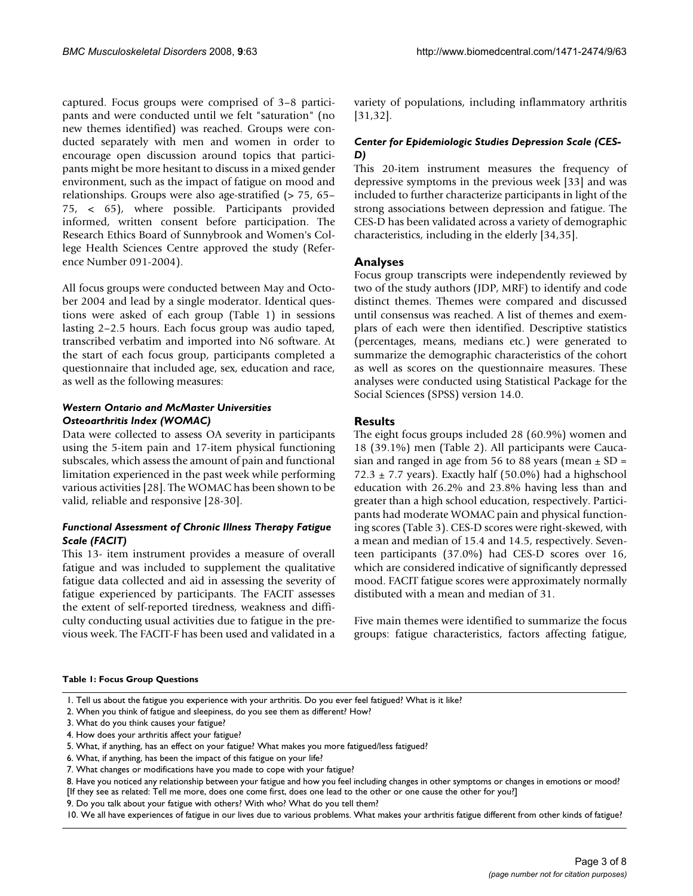captured. Focus groups were comprised of 3–8 participants and were conducted until we felt "saturation" (no new themes identified) was reached. Groups were conducted separately with men and women in order to encourage open discussion around topics that participants might be more hesitant to discuss in a mixed gender environment, such as the impact of fatigue on mood and relationships. Groups were also age-stratified (> 75, 65–75, < 65), where possible. Participants provided informed, written consent before participation. The Research Ethics Board of Sunnybrook and Women's College Health Sciences Centre approved the study (Reference Number 091-2004).

All focus groups were conducted between May and October 2004 and lead by a single moderator. Identical questions were asked of each group (Table 1) in sessions lasting 2–2.5 hours. Each focus group was audio taped, transcribed verbatim and imported into N6 software. At the start of each focus group, participants completed a questionnaire that included age, sex, education and race, as well as the following measures:

#### *Western Ontario and McMaster Universities Osteoarthritis Index (WOMAC)*

Data were collected to assess OA severity in participants using the 5-item pain and 17-item physical functioning subscales, which assess the amount of pain and functional limitation experienced in the past week while performing various activities [28]. The WOMAC has been shown to be valid, reliable and responsive [28-30].

#### *Functional Assessment of Chronic Illness Therapy Fatigue Scale (FACIT)*

This 13- item instrument provides a measure of overall fatigue and was included to supplement the qualitative fatigue data collected and aid in assessing the severity of fatigue experienced by participants. The FACIT assesses the extent of self-reported tiredness, weakness and difficulty conducting usual activities due to fatigue in the previous week. The FACIT-F has been used and validated in a variety of populations, including inflammatory arthritis [31,32].

#### *Center for Epidemiologic Studies Depression Scale (CES-D)*

This 20-item instrument measures the frequency of depressive symptoms in the previous week [33] and was included to further characterize participants in light of the strong associations between depression and fatigue. The CES-D has been validated across a variety of demographic characteristics, including in the elderly [34,35].

### Analyses

Focus group transcripts were independently reviewed by two of the study authors (JDP, MRF) to identify and code distinct themes. Themes were compared and discussed until consensus was reached. A list of themes and exemplars of each were then identified. Descriptive statistics (percentages, means, medians etc.) were generated to summarize the demographic characteristics of the cohort as well as scores on the questionnaire measures. These analyses were conducted using Statistical Package for the Social Sciences (SPSS) version 14.0.

### Results

The eight focus groups included 28 (60.9%) women and 18 (39.1%) men (Table 2). All participants were Caucasian and ranged in age from 56 to 88 years (mean ± SD = 72.3 ± 7.7 years). Exactly half (50.0%) had a highschool education with 26.2% and 23.8% having less than and greater than a high school education, respectively. Participants had moderate WOMAC pain and physical functioning scores (Table 3). CES-D scores were right-skewed, with a mean and median of 15.4 and 14.5, respectively. Seventeen participants (37.0%) had CES-D scores over 16, which are considered indicative of significantly depressed mood. FACIT fatigue scores were approximately normally distibuted with a mean and median of 31.

Five main themes were identified to summarize the focus groups: fatigue characteristics, factors affecting fatigue,

**Table 1: Focus Group Questions**

1. Tell us about the fatigue you experience with your arthritis. Do you ever feel fatigued? What is it like?
2. When you think of fatigue and sleepiness, do you see them as different? How?
3. What do you think causes your fatigue?
4. How does your arthritis affect your fatigue?
5. What, if anything, has an effect on your fatigue? What makes you more fatigued/less fatigued?
6. What, if anything, has been the impact of this fatigue on your life?
7. What changes or modifications have you made to cope with your fatigue?
8. Have you noticed any relationship between your fatigue and how you feel including changes in other symptoms or changes in emotions or mood? [If they see as related: Tell me more, does one come first, does one lead to the other or one cause the other for you?]
9. Do you talk about your fatigue with others? With who? What do you tell them?
10. We all have experiences of fatigue in our lives due to various problems. What makes your arthritis fatigue different from other kinds of fatigue?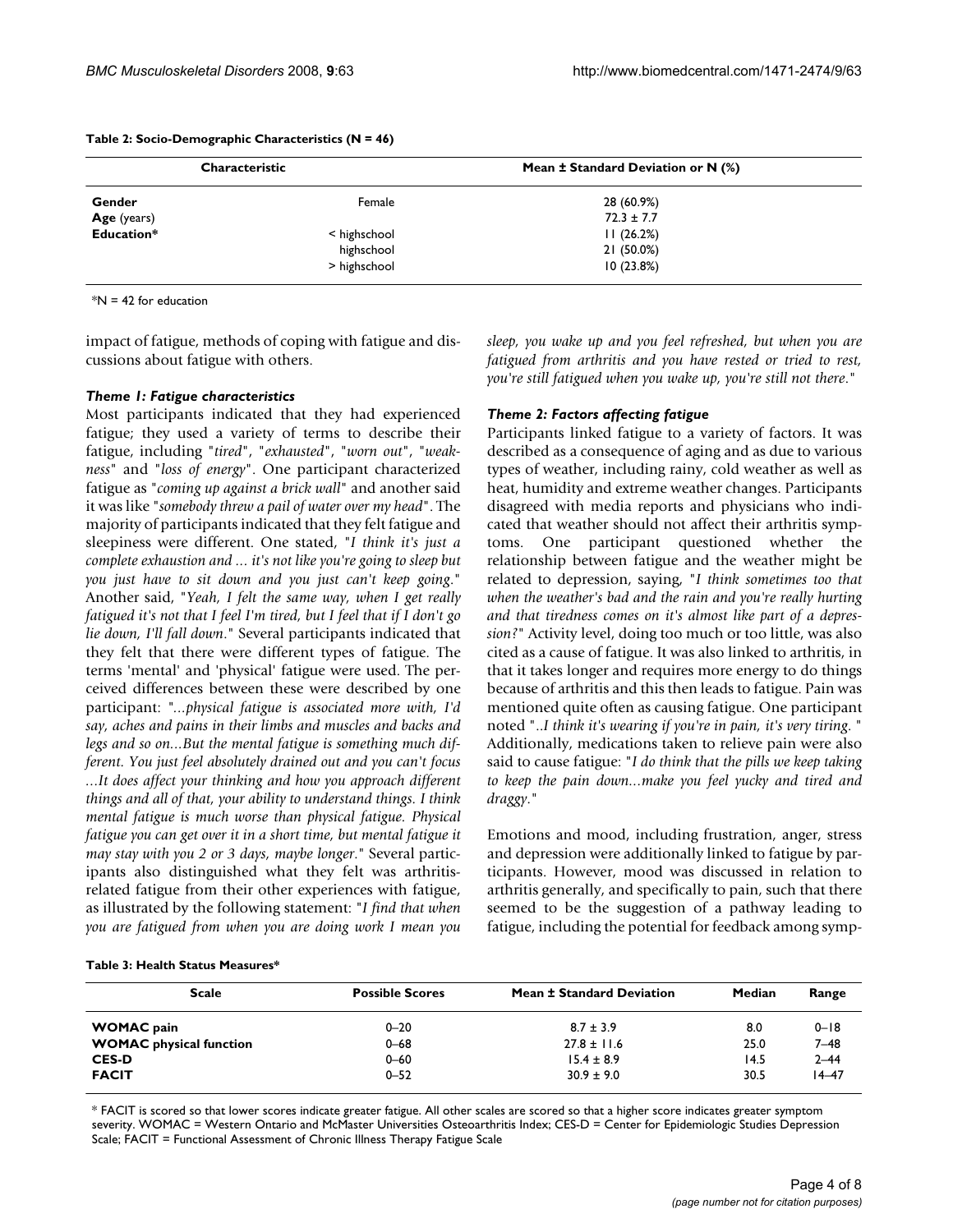**Table 2: Socio-Demographic Characteristics (N = 46)**

| Characteristic | | Mean ± Standard Deviation or N (%) |
| --- | --- | --- |
| **Gender** | Female | 28 (60.9%) |
| **Age** (years) | | 72.3 ± 7.7 |
| **Education*** | < highschool | 11 (26.2%) |
| | highschool | 21 (50.0%) |
| | > highschool | 10 (23.8%) |

*N = 42 for education

impact of fatigue, methods of coping with fatigue and discussions about fatigue with others.

### *Theme 1: Fatigue characteristics*

Most participants indicated that they had experienced fatigue; they used a variety of terms to describe their fatigue, including "*tired*", "*exhausted*", "*worn out*", "*weakness*" and "*loss of energy*". One participant characterized fatigue as "*coming up against a brick wall*" and another said it was like "*somebody threw a pail of water over my head*". The majority of participants indicated that they felt fatigue and sleepiness were different. One stated, "*I think it's just a complete exhaustion and ... it's not like you're going to sleep but you just have to sit down and you just can't keep going.*" Another said, "*Yeah, I felt the same way, when I get really fatigued it's not that I feel I'm tired, but I feel that if I don't go lie down, I'll fall down*." Several participants indicated that they felt that there were different types of fatigue. The terms 'mental' and 'physical' fatigue were used. The perceived differences between these were described by one participant: "*...physical fatigue is associated more with, I'd say, aches and pains in their limbs and muscles and backs and legs and so on...But the mental fatigue is something much different. You just feel absolutely drained out and you can't focus ...It does affect your thinking and how you approach different things and all of that, your ability to understand things. I think mental fatigue is much worse than physical fatigue. Physical fatigue you can get over it in a short time, but mental fatigue it may stay with you 2 or 3 days, maybe longer.*" Several participants also distinguished what they felt was arthritis-related fatigue from their other experiences with fatigue, as illustrated by the following statement: "*I find that when you are fatigued from when you are doing work I mean you sleep, you wake up and you feel refreshed, but when you are fatigued from arthritis and you have rested or tried to rest, you're still fatigued when you wake up, you're still not there.*"

### *Theme 2: Factors affecting fatigue*

Participants linked fatigue to a variety of factors. It was described as a consequence of aging and as due to various types of weather, including rainy, cold weather as well as heat, humidity and extreme weather changes. Participants disagreed with media reports and physicians who indicated that weather should not affect their arthritis symptoms. One participant questioned whether the relationship between fatigue and the weather might be related to depression, saying, "*I think sometimes too that when the weather's bad and the rain and you're really hurting and that tiredness comes on it's almost like part of a depression?*" Activity level, doing too much or too little, was also cited as a cause of fatigue. It was also linked to arthritis, in that it takes longer and requires more energy to do things because of arthritis and this then leads to fatigue. Pain was mentioned quite often as causing fatigue. One participant noted "*..I think it's wearing if you're in pain, it's very tiring.* " Additionally, medications taken to relieve pain were also said to cause fatigue: "*I do think that the pills we keep taking to keep the pain down...make you feel yucky and tired and draggy*."

Emotions and mood, including frustration, anger, stress and depression were additionally linked to fatigue by participants. However, mood was discussed in relation to arthritis generally, and specifically to pain, such that there seemed to be the suggestion of a pathway leading to fatigue, including the potential for feedback among symp-

**Table 3: Health Status Measures***

| Scale | Possible Scores | Mean ± Standard Deviation | Median | Range |
| --- | --- | --- | --- | --- |
| **WOMAC pain** | 0–20 | 8.7 ± 3.9 | 8.0 | 0–18 |
| **WOMAC physical function** | 0–68 | 27.8 ± 11.6 | 25.0 | 7–48 |
| **CES-D** | 0–60 | 15.4 ± 8.9 | 14.5 | 2–44 |
| **FACIT** | 0–52 | 30.9 ± 9.0 | 30.5 | 14–47 |

* FACIT is scored so that lower scores indicate greater fatigue. All other scales are scored so that a higher score indicates greater symptom severity. WOMAC = Western Ontario and McMaster Universities Osteoarthritis Index; CES-D = Center for Epidemiologic Studies Depression Scale; FACIT = Functional Assessment of Chronic Illness Therapy Fatigue Scale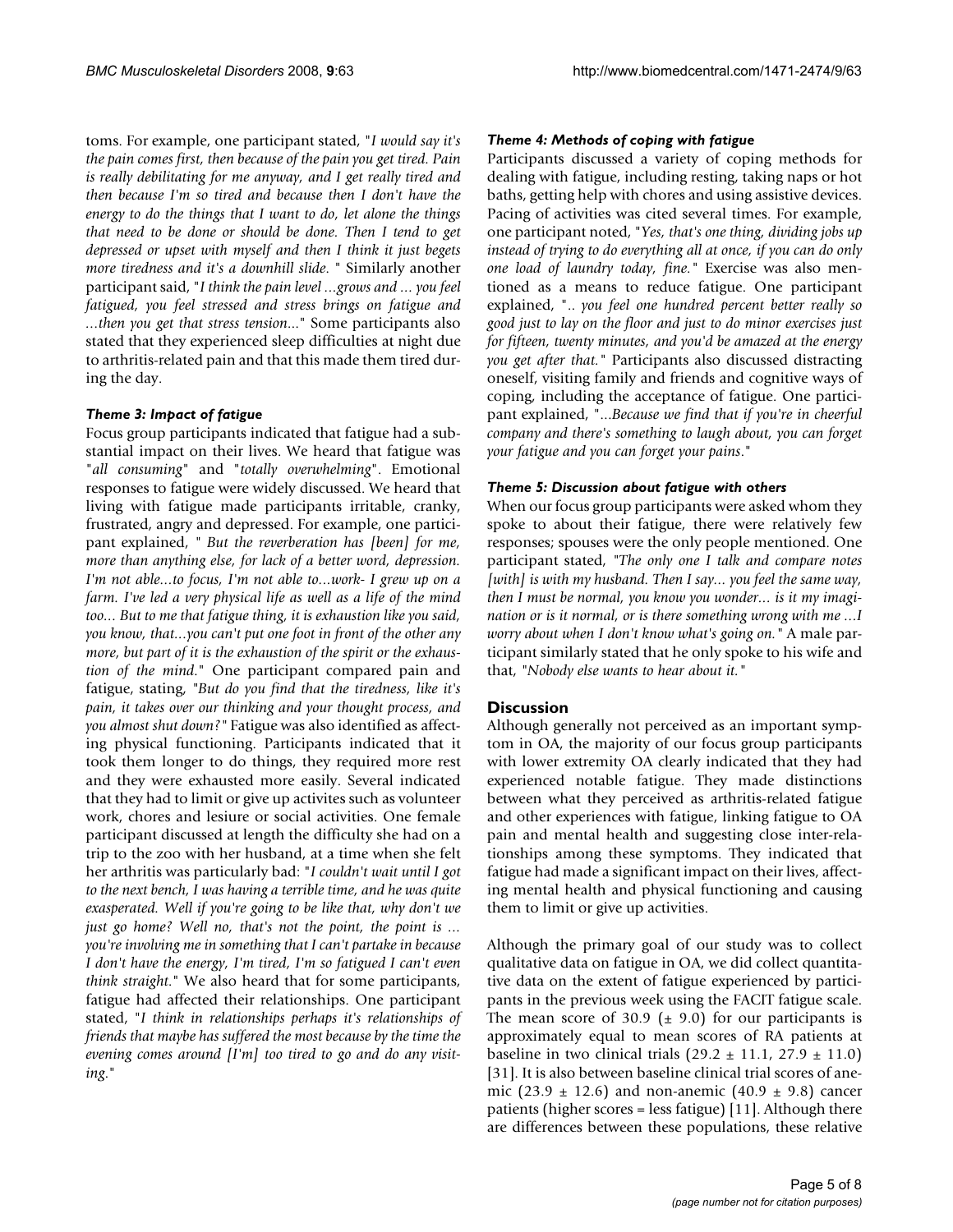toms. For example, one participant stated, "*I would say it's the pain comes first, then because of the pain you get tired. Pain is really debilitating for me anyway, and I get really tired and then because I'm so tired and because then I don't have the energy to do the things that I want to do, let alone the things that need to be done or should be done. Then I tend to get depressed or upset with myself and then I think it just begets more tiredness and it's a downhill slide.* " Similarly another participant said, "*I think the pain level ...grows and ... you feel fatigued, you feel stressed and stress brings on fatigue and ...then you get that stress tension...*" Some participants also stated that they experienced sleep difficulties at night due to arthritis-related pain and that this made them tired during the day.

### *Theme 3: Impact of fatigue*

Focus group participants indicated that fatigue had a substantial impact on their lives. We heard that fatigue was "*all consuming*" and "*totally overwhelming*". Emotional responses to fatigue were widely discussed. We heard that living with fatigue made participants irritable, cranky, frustrated, angry and depressed. For example, one participant explained, " *But the reverberation has [been] for me, more than anything else, for lack of a better word, depression. I'm not able...to focus, I'm not able to...work- I grew up on a farm. I've led a very physical life as well as a life of the mind too... But to me that fatigue thing, it is exhaustion like you said, you know, that...you can't put one foot in front of the other any more, but part of it is the exhaustion of the spirit or the exhaustion of the mind.*" One participant compared pain and fatigue, stating, "*But do you find that the tiredness, like it's pain, it takes over our thinking and your thought process, and you almost shut down?*" Fatigue was also identified as affecting physical functioning. Participants indicated that it took them longer to do things, they required more rest and they were exhausted more easily. Several indicated that they had to limit or give up activites such as volunteer work, chores and lesiure or social activities. One female participant discussed at length the difficulty she had on a trip to the zoo with her husband, at a time when she felt her arthritis was particularly bad: "*I couldn't wait until I got to the next bench, I was having a terrible time, and he was quite exasperated. Well if you're going to be like that, why don't we just go home? Well no, that's not the point, the point is ... you're involving me in something that I can't partake in because I don't have the energy, I'm tired, I'm so fatigued I can't even think straight.*" We also heard that for some participants, fatigue had affected their relationships. One participant stated, "*I think in relationships perhaps it's relationships of friends that maybe has suffered the most because by the time the evening comes around [I'm] too tired to go and do any visiting.*"

### *Theme 4: Methods of coping with fatigue*

Participants discussed a variety of coping methods for dealing with fatigue, including resting, taking naps or hot baths, getting help with chores and using assistive devices. Pacing of activities was cited several times. For example, one participant noted, "*Yes, that's one thing, dividing jobs up instead of trying to do everything all at once, if you can do only one load of laundry today, fine.*" Exercise was also mentioned as a means to reduce fatigue. One participant explained, "*.. you feel one hundred percent better really so good just to lay on the floor and just to do minor exercises just for fifteen, twenty minutes, and you'd be amazed at the energy you get after that.*" Participants also discussed distracting oneself, visiting family and friends and cognitive ways of coping, including the acceptance of fatigue. One participant explained, "*...Because we find that if you're in cheerful company and there's something to laugh about, you can forget your fatigue and you can forget your pains.*"

### *Theme 5: Discussion about fatigue with others*

When our focus group participants were asked whom they spoke to about their fatigue, there were relatively few responses; spouses were the only people mentioned. One participant stated, "*The only one I talk and compare notes [with] is with my husband. Then I say... you feel the same way, then I must be normal, you know you wonder... is it my imagination or is it normal, or is there something wrong with me ...I worry about when I don't know what's going on.*" A male participant similarly stated that he only spoke to his wife and that, "*Nobody else wants to hear about it.*"

## Discussion

Although generally not perceived as an important symptom in OA, the majority of our focus group participants with lower extremity OA clearly indicated that they had experienced notable fatigue. They made distinctions between what they perceived as arthritis-related fatigue and other experiences with fatigue, linking fatigue to OA pain and mental health and suggesting close inter-relationships among these symptoms. They indicated that fatigue had made a significant impact on their lives, affecting mental health and physical functioning and causing them to limit or give up activities.

Although the primary goal of our study was to collect qualitative data on fatigue in OA, we did collect quantitative data on the extent of fatigue experienced by participants in the previous week using the FACIT fatigue scale. The mean score of 30.9 ($\pm$ 9.0) for our participants is approximately equal to mean scores of RA patients at baseline in two clinical trials (29.2 $\pm$ 11.1, 27.9 $\pm$ 11.0) [31]. It is also between baseline clinical trial scores of anemic (23.9 $\pm$ 12.6) and non-anemic (40.9 $\pm$ 9.8) cancer patients (higher scores = less fatigue) [11]. Although there are differences between these populations, these relative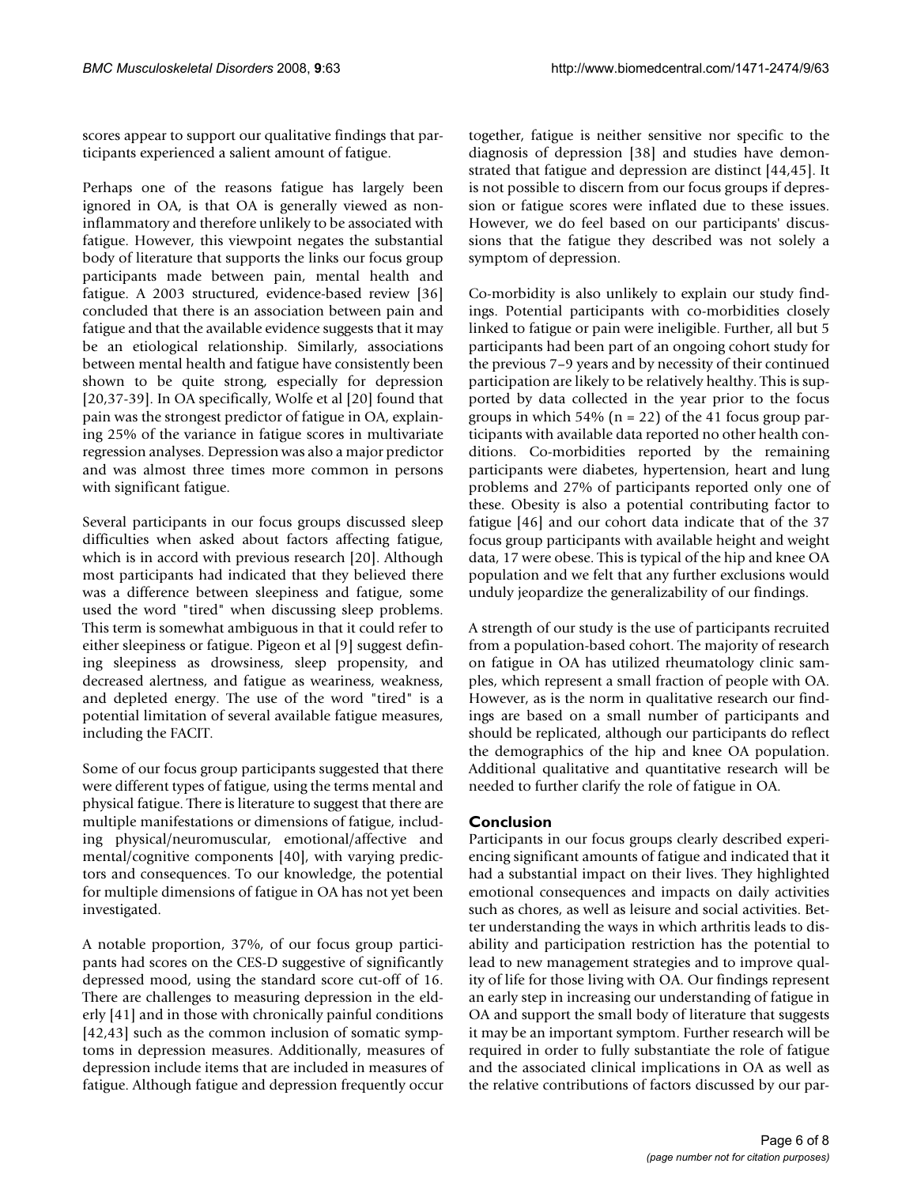scores appear to support our qualitative findings that participants experienced a salient amount of fatigue.

Perhaps one of the reasons fatigue has largely been ignored in OA, is that OA is generally viewed as non-inflammatory and therefore unlikely to be associated with fatigue. However, this viewpoint negates the substantial body of literature that supports the links our focus group participants made between pain, mental health and fatigue. A 2003 structured, evidence-based review [36] concluded that there is an association between pain and fatigue and that the available evidence suggests that it may be an etiological relationship. Similarly, associations between mental health and fatigue have consistently been shown to be quite strong, especially for depression [20,37-39]. In OA specifically, Wolfe et al [20] found that pain was the strongest predictor of fatigue in OA, explaining 25% of the variance in fatigue scores in multivariate regression analyses. Depression was also a major predictor and was almost three times more common in persons with significant fatigue.

Several participants in our focus groups discussed sleep difficulties when asked about factors affecting fatigue, which is in accord with previous research [20]. Although most participants had indicated that they believed there was a difference between sleepiness and fatigue, some used the word "tired" when discussing sleep problems. This term is somewhat ambiguous in that it could refer to either sleepiness or fatigue. Pigeon et al [9] suggest defining sleepiness as drowsiness, sleep propensity, and decreased alertness, and fatigue as weariness, weakness, and depleted energy. The use of the word "tired" is a potential limitation of several available fatigue measures, including the FACIT.

Some of our focus group participants suggested that there were different types of fatigue, using the terms mental and physical fatigue. There is literature to suggest that there are multiple manifestations or dimensions of fatigue, including physical/neuromuscular, emotional/affective and mental/cognitive components [40], with varying predictors and consequences. To our knowledge, the potential for multiple dimensions of fatigue in OA has not yet been investigated.

A notable proportion, 37%, of our focus group participants had scores on the CES-D suggestive of significantly depressed mood, using the standard score cut-off of 16. There are challenges to measuring depression in the elderly [41] and in those with chronically painful conditions [42,43] such as the common inclusion of somatic symptoms in depression measures. Additionally, measures of depression include items that are included in measures of fatigue. Although fatigue and depression frequently occur together, fatigue is neither sensitive nor specific to the diagnosis of depression [38] and studies have demonstrated that fatigue and depression are distinct [44,45]. It is not possible to discern from our focus groups if depression or fatigue scores were inflated due to these issues. However, we do feel based on our participants' discussions that the fatigue they described was not solely a symptom of depression.

Co-morbidity is also unlikely to explain our study findings. Potential participants with co-morbidities closely linked to fatigue or pain were ineligible. Further, all but 5 participants had been part of an ongoing cohort study for the previous 7–9 years and by necessity of their continued participation are likely to be relatively healthy. This is supported by data collected in the year prior to the focus groups in which 54% (n = 22) of the 41 focus group participants with available data reported no other health conditions. Co-morbidities reported by the remaining participants were diabetes, hypertension, heart and lung problems and 27% of participants reported only one of these. Obesity is also a potential contributing factor to fatigue [46] and our cohort data indicate that of the 37 focus group participants with available height and weight data, 17 were obese. This is typical of the hip and knee OA population and we felt that any further exclusions would unduly jeopardize the generalizability of our findings.

A strength of our study is the use of participants recruited from a population-based cohort. The majority of research on fatigue in OA has utilized rheumatology clinic samples, which represent a small fraction of people with OA. However, as is the norm in qualitative research our findings are based on a small number of participants and should be replicated, although our participants do reflect the demographics of the hip and knee OA population. Additional qualitative and quantitative research will be needed to further clarify the role of fatigue in OA.

## Conclusion

Participants in our focus groups clearly described experiencing significant amounts of fatigue and indicated that it had a substantial impact on their lives. They highlighted emotional consequences and impacts on daily activities such as chores, as well as leisure and social activities. Better understanding the ways in which arthritis leads to disability and participation restriction has the potential to lead to new management strategies and to improve quality of life for those living with OA. Our findings represent an early step in increasing our understanding of fatigue in OA and support the small body of literature that suggests it may be an important symptom. Further research will be required in order to fully substantiate the role of fatigue and the associated clinical implications in OA as well as the relative contributions of factors discussed by our par-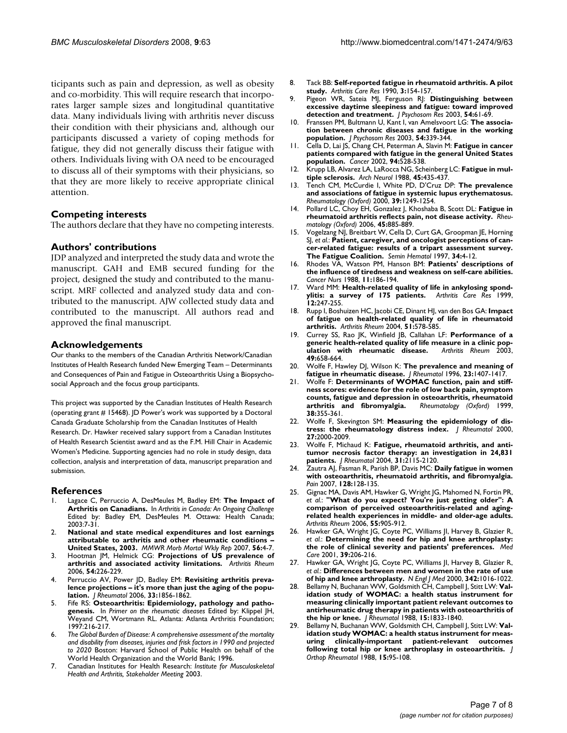ticipants such as pain and depression, as well as obesity and co-morbidity. This will require research that incorporates larger sample sizes and longitudinal quantitative data. Many individuals living with arthritis never discuss their condition with their physicians and, although our participants discussed a variety of coping methods for fatigue, they did not generally discuss their fatigue with others. Individuals living with OA need to be encouraged to discuss all of their symptoms with their physicians, so that they are more likely to receive appropriate clinical attention.

## Competing interests

The authors declare that they have no competing interests.

## Authors' contributions

JDP analyzed and interpreted the study data and wrote the manuscript. GAH and EMB secured funding for the project, designed the study and contributed to the manuscript. MRF collected and analyzed study data and contributed to the manuscript. AJW collected study data and contributed to the manuscript. All authors read and approved the final manuscript.

## Acknowledgements

Our thanks to the members of the Canadian Arthritis Network/Canadian Institutes of Health Research funded New Emerging Team – Determinants and Consequences of Pain and Fatigue in Osteoarthritis Using a Biopsychosocial Approach and the focus group participants.

This project was supported by the Canadian Institutes of Health Research (operating grant # 15468). JD Power's work was supported by a Doctoral Canada Graduate Scholarship from the Canadian Institutes of Health Research. Dr. Hawker received salary support from a Canadian Institutes of Health Research Scientist award and as the F.M. Hill Chair in Academic Women's Medicine. Supporting agencies had no role in study design, data collection, analysis and interpretation of data, manuscript preparation and submission.

## References

1. Lagace C, Perruccio A, DesMeules M, Badley EM: **The Impact of Arthritis on Canadians.** In *Arthritis in Canada: An Ongoing Challenge* Edited by: Badley EM, DesMeules M. Ottawa: Health Canada; 2003:7-31.
2. **National and state medical expenditures and lost earnings attributable to arthritis and other rheumatic conditions – United States, 2003.** *MMWR Morb Mortal Wkly Rep* 2007, **56:**4-7.
3. Hootman JM, Helmick CG: **Projections of US prevalence of arthritis and associated activity limitations.** *Arthritis Rheum* 2006, **54:**226-229.
4. Perruccio AV, Power JD, Badley EM: **Revisiting arthritis prevalence projections – it's more than just the aging of the population.** *J Rheumatol* 2006, **33:**1856-1862.
5. Fife RS: **Osteoarthritis: Epidemiology, pathology and pathogenesis.** In *Primer on the rheumatic diseases* Edited by: Klippel JH, Weyand CM, Wortmann RL. Atlanta: Atlanta Arthritis Foundation; 1997:216-217.
6. *The Global Burden of Disease: A comprehensive assessment of the mortality and disability from diseases, injuries and frisk factors in 1990 and projected to 2020* Boston: Harvard School of Public Health on behalf of the World Health Organization and the World Bank; 1996.
7. Canadian Institutes for Health Research: *Institute for Musculoskeletal Health and Arthritis, Stakeholder Meeting* 2003.
8. Tack BB: **Self-reported fatigue in rheumatoid arthritis. A pilot study.** *Arthritis Care Res* 1990, **3:**154-157.
9. Pigeon WR, Sateia MJ, Ferguson RJ: **Distinguishing between excessive daytime sleepiness and fatigue: toward improved detection and treatment.** *J Psychosom Res* 2003, **54:**61-69.
10. Franssen PM, Bultmann U, Kant I, van Amelsvoort LG: **The association between chronic diseases and fatigue in the working population.** *J Psychosom Res* 2003, **54:**339-344.
11. Cella D, Lai JS, Chang CH, Peterman A, Slavin M: **Fatigue in cancer patients compared with fatigue in the general United States population.** *Cancer* 2002, **94:**528-538.
12. Krupp LB, Alvarez LA, LaRocca NG, Scheinberg LC: **Fatigue in multiple sclerosis.** *Arch Neurol* 1988, **45:**435-437.
13. Tench CM, McCurdie I, White PD, D'Cruz DP: **The prevalence and associations of fatigue in systemic lupus erythematosus.** *Rheumatology (Oxford)* 2000, **39:**1249-1254.
14. Pollard LC, Choy EH, Gonzalez J, Khoshaba B, Scott DL: **Fatigue in rheumatoid arthritis reflects pain, not disease activity.** *Rheumatology (Oxford)* 2006, **45:**885-889.
15. Vogelzang NJ, Breitbart W, Cella D, Curt GA, Groopman JE, Horning SJ, *et al.*: **Patient, caregiver, and oncologist perceptions of cancer-related fatigue: results of a tripart assessment survey. The Fatigue Coalition.** *Semin Hematol* 1997, **34:**4-12.
16. Rhodes VA, Watson PM, Hanson BM: **Patients' descriptions of the influence of tiredness and weakness on self-care abilities.** *Cancer Nurs* 1988, **11:**186-194.
17. Ward MM: **Health-related quality of life in ankylosing spondylitis: a survey of 175 patients.** *Arthritis Care Res* 1999, **12:**247-255.
18. Rupp I, Boshuizen HC, Jacobi CE, Dinant HJ, van den Bos GA: **Impact of fatigue on health-related quality of life in rheumatoid arthritis.** *Arthritis Rheum* 2004, **51:**578-585.
19. Currey SS, Rao JK, Winfield JB, Callahan LF: **Performance of a generic health-related quality of life measure in a clinic population with rheumatic disease.** *Arthritis Rheum* 2003, **49:**658-664.
20. Wolfe F, Hawley DJ, Wilson K: **The prevalence and meaning of fatigue in rheumatic disease.** *J Rheumatol* 1996, **23:**1407-1417.
21. Wolfe F: **Determinants of WOMAC function, pain and stiffness scores: evidence for the role of low back pain, symptom counts, fatigue and depression in osteoarthritis, rheumatoid arthritis and fibromyalgia.** *Rheumatology (Oxford)* 1999, **38:**355-361.
22. Wolfe F, Skevington SM: **Measuring the epidemiology of distress: the rheumatology distress index.** *J Rheumatol* 2000, **27:**2000-2009.
23. Wolfe F, Michaud K: **Fatigue, rheumatoid arthritis, and anti-tumor necrosis factor therapy: an investigation in 24,831 patients.** *J Rheumatol* 2004, **31:**2115-2120.
24. Zautra AJ, Fasman R, Parish BP, Davis MC: **Daily fatigue in women with osteoarthritis, rheumatoid arthritis, and fibromyalgia.** *Pain* 2007, **128:**128-135.
25. Gignac MA, Davis AM, Hawker G, Wright JG, Mahomed N, Fortin PR, *et al.*: **"What do you expect? You're just getting older": A comparison of perceived osteoarthritis-related and aging-related health experiences in middle- and older-age adults.** *Arthritis Rheum* 2006, **55:**905-912.
26. Hawker GA, Wright JG, Coyte PC, Williams JI, Harvey B, Glazier R, *et al.*: **Determining the need for hip and knee arthroplasty: the role of clinical severity and patients' preferences.** *Med Care* 2001, **39:**206-216.
27. Hawker GA, Wright JG, Coyte PC, Williams JI, Harvey B, Glazier R, *et al.*: **Differences between men and women in the rate of use of hip and knee arthroplasty.** *N Engl J Med* 2000, **342:**1016-1022.
28. Bellamy N, Buchanan WW, Goldsmith CH, Campbell J, Stitt LW: **Validation study of WOMAC: a health status instrument for measuring clinically important patient relevant outcomes to antirheumatic drug therapy in patients with osteoarthritis of the hip or knee.** *J Rheumatol* 1988, **15:**1833-1840.
29. Bellamy N, Buchanan WW, Goldsmith CH, Campbell J, Stitt LW: **Validation study WOMAC: a health status instrument for measuring clinically-important patient-relevant outcomes following total hip or knee arthroplasy in osteoarthritis.** *J Orthop Rheumatol* 1988, **15:**95-108.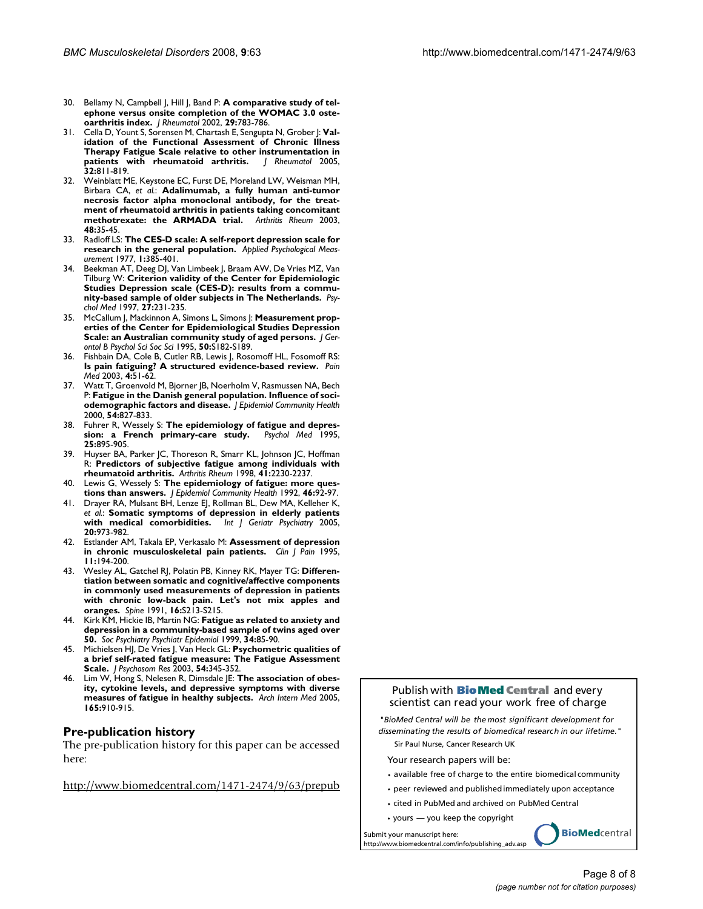30. Bellamy N, Campbell J, Hill J, Band P: **A comparative study of telephone versus onsite completion of the WOMAC 3.0 osteoarthritis index.** *J Rheumatol* 2002, **29:**783-786.
31. Cella D, Yount S, Sorensen M, Chartash E, Sengupta N, Grober J: **Validation of the Functional Assessment of Chronic Illness Therapy Fatigue Scale relative to other instrumentation in patients with rheumatoid arthritis.** *J Rheumatol* 2005, **32:**811-819.
32. Weinblatt ME, Keystone EC, Furst DE, Moreland LW, Weisman MH, Birbara CA, *et al.*: **Adalimumab, a fully human anti-tumor necrosis factor alpha monoclonal antibody, for the treatment of rheumatoid arthritis in patients taking concomitant methotrexate: the ARMADA trial.** *Arthritis Rheum* 2003, **48:**35-45.
33. Radloff LS: **The CES-D scale: A self-report depression scale for research in the general population.** *Applied Psychological Measurement* 1977, **1:**385-401.
34. Beekman AT, Deeg DJ, Van Limbeek J, Braam AW, De Vries MZ, Van Tilburg W: **Criterion validity of the Center for Epidemiologic Studies Depression scale (CES-D): results from a community-based sample of older subjects in The Netherlands.** *Psychol Med* 1997, **27:**231-235.
35. McCallum J, Mackinnon A, Simons L, Simons J: **Measurement properties of the Center for Epidemiological Studies Depression Scale: an Australian community study of aged persons.** *J Gerontol B Psychol Sci Soc Sci* 1995, **50:**S182-S189.
36. Fishbain DA, Cole B, Cutler RB, Lewis J, Rosomoff HL, Fosomoff RS: **Is pain fatiguing? A structured evidence-based review.** *Pain Med* 2003, **4:**51-62.
37. Watt T, Groenvold M, Bjorner JB, Noerholm V, Rasmussen NA, Bech P: **Fatigue in the Danish general population. Influence of sociodemographic factors and disease.** *J Epidemiol Community Health* 2000, **54:**827-833.
38. Fuhrer R, Wessely S: **The epidemiology of fatigue and depression: a French primary-care study.** *Psychol Med* 1995, **25:**895-905.
39. Huyser BA, Parker JC, Thoreson R, Smarr KL, Johnson JC, Hoffman R: **Predictors of subjective fatigue among individuals with rheumatoid arthritis.** *Arthritis Rheum* 1998, **41:**2230-2237.
40. Lewis G, Wessely S: **The epidemiology of fatigue: more questions than answers.** *J Epidemiol Community Health* 1992, **46:**92-97.
41. Drayer RA, Mulsant BH, Lenze EJ, Rollman BL, Dew MA, Kelleher K, *et al.*: **Somatic symptoms of depression in elderly patients with medical comorbidities.** *Int J Geriatr Psychiatry* 2005, **20:**973-982.
42. Estlander AM, Takala EP, Verkasalo M: **Assessment of depression in chronic musculoskeletal pain patients.** *Clin J Pain* 1995, **11:**194-200.
43. Wesley AL, Gatchel RJ, Polatin PB, Kinney RK, Mayer TG: **Differentiation between somatic and cognitive/affective components in commonly used measurements of depression in patients with chronic low-back pain. Let's not mix apples and oranges.** *Spine* 1991, **16:**S213-S215.
44. Kirk KM, Hickie IB, Martin NG: **Fatigue as related to anxiety and depression in a community-based sample of twins aged over 50.** *Soc Psychiatry Psychiatr Epidemiol* 1999, **34:**85-90.
45. Michielsen HJ, De Vries J, Van Heck GL: **Psychometric qualities of a brief self-rated fatigue measure: The Fatigue Assessment Scale.** *J Psychosom Res* 2003, **54:**345-352.
46. Lim W, Hong S, Nelesen R, Dimsdale JE: **The association of obesity, cytokine levels, and depressive symptoms with diverse measures of fatigue in healthy subjects.** *Arch Intern Med* 2005, **165:**910-915.

## Pre-publication history

The pre-publication history for this paper can be accessed here:

http://www.biomedcentral.com/1471-2474/9/63/prepub

Publish with **BioMed Central** and every scientist can read your work free of charge

*"BioMed Central will be the most significant development for disseminating the results of biomedical research in our lifetime."*
Sir Paul Nurse, Cancer Research UK

Your research papers will be:

- available free of charge to the entire biomedical community
- peer reviewed and published immediately upon acceptance
- cited in PubMed and archived on PubMed Central
- yours — you keep the copyright

Submit your manuscript here:
http://www.biomedcentral.com/info/publishing_adv.asp

**BioMed**central